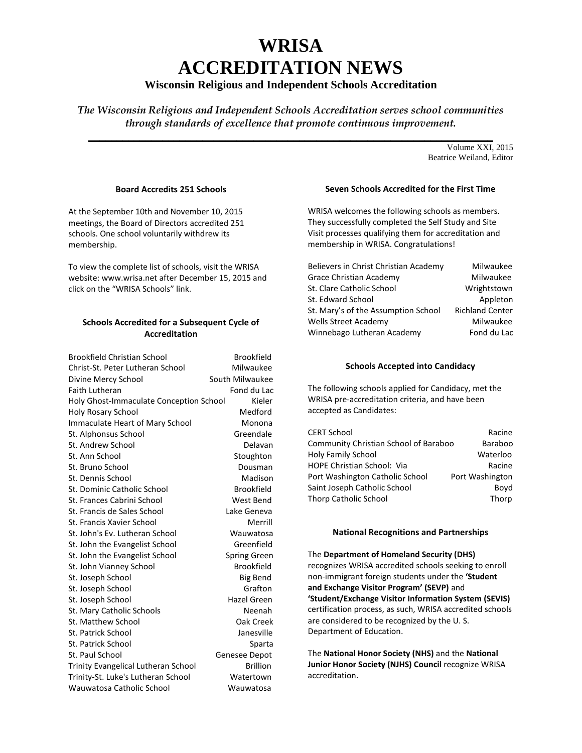# WRISA ACCREDITATION NEWS

### Wisconsin Religious and Independent Schools Accreditation

*The Wisconsin Religious and Independent Schools Accreditation serves school communities through standards of excellence that promote continuous improvement.*

Volume XXI, 2015
Beatrice Weiland, Editor

### Board Accredits 251 Schools

At the September 10th and November 10, 2015 meetings, the Board of Directors accredited 251 schools. One school voluntarily withdrew its membership.

To view the complete list of schools, visit the WRISA website: www.wrisa.net after December 15, 2015 and click on the "WRISA Schools" link.

### Schools Accredited for a Subsequent Cycle of Accreditation

| School | City |
|---|---|
| Brookfield Christian School | Brookfield |
| Christ-St. Peter Lutheran School | Milwaukee |
| Divine Mercy School | South Milwaukee |
| Faith Lutheran | Fond du Lac |
| Holy Ghost-Immaculate Conception School | Kieler |
| Holy Rosary School | Medford |
| Immaculate Heart of Mary School | Monona |
| St. Alphonsus School | Greendale |
| St. Andrew School | Delavan |
| St. Ann School | Stoughton |
| St. Bruno School | Dousman |
| St. Dennis School | Madison |
| St. Dominic Catholic School | Brookfield |
| St. Frances Cabrini School | West Bend |
| St. Francis de Sales School | Lake Geneva |
| St. Francis Xavier School | Merrill |
| St. John's Ev. Lutheran School | Wauwatosa |
| St. John the Evangelist School | Greenfield |
| St. John the Evangelist School | Spring Green |
| St. John Vianney School | Brookfield |
| St. Joseph School | Big Bend |
| St. Joseph School | Grafton |
| St. Joseph School | Hazel Green |
| St. Mary Catholic Schools | Neenah |
| St. Matthew School | Oak Creek |
| St. Patrick School | Janesville |
| St. Patrick School | Sparta |
| St. Paul School | Genesee Depot |
| Trinity Evangelical Lutheran School | Brillion |
| Trinity-St. Luke's Lutheran School | Watertown |
| Wauwatosa Catholic School | Wauwatosa |

### Seven Schools Accredited for the First Time

WRISA welcomes the following schools as members. They successfully completed the Self Study and Site Visit processes qualifying them for accreditation and membership in WRISA. Congratulations!

| School | City |
|---|---|
| Believers in Christ Christian Academy | Milwaukee |
| Grace Christian Academy | Milwaukee |
| St. Clare Catholic School | Wrightstown |
| St. Edward School | Appleton |
| St. Mary's of the Assumption School | Richland Center |
| Wells Street Academy | Milwaukee |
| Winnebago Lutheran Academy | Fond du Lac |

### Schools Accepted into Candidacy

The following schools applied for Candidacy, met the WRISA pre-accreditation criteria, and have been accepted as Candidates:

| School | City |
|---|---|
| CERT School | Racine |
| Community Christian School of Baraboo | Baraboo |
| Holy Family School | Waterloo |
| HOPE Christian School: Via | Racine |
| Port Washington Catholic School | Port Washington |
| Saint Joseph Catholic School | Boyd |
| Thorp Catholic School | Thorp |

### National Recognitions and Partnerships

The **Department of Homeland Security (DHS)** recognizes WRISA accredited schools seeking to enroll non-immigrant foreign students under the **'Student and Exchange Visitor Program' (SEVP)** and **'Student/Exchange Visitor Information System (SEVIS)** certification process, as such, WRISA accredited schools are considered to be recognized by the U. S. Department of Education.

The **National Honor Society (NHS)** and the **National Junior Honor Society (NJHS) Council** recognize WRISA accreditation.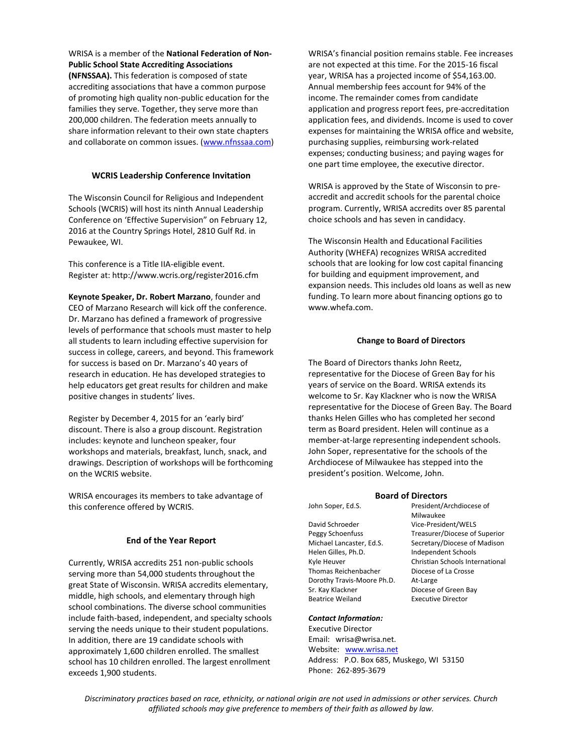WRISA is a member of the **National Federation of Non-Public School State Accrediting Associations (NFNSSAA).** This federation is composed of state accrediting associations that have a common purpose of promoting high quality non-public education for the families they serve. Together, they serve more than 200,000 children. The federation meets annually to share information relevant to their own state chapters and collaborate on common issues. (www.nfnssaa.com)

### WCRIS Leadership Conference Invitation

The Wisconsin Council for Religious and Independent Schools (WCRIS) will host its ninth Annual Leadership Conference on 'Effective Supervision" on February 12, 2016 at the Country Springs Hotel, 2810 Gulf Rd. in Pewaukee, WI.

This conference is a Title IIA-eligible event.
Register at: http://www.wcris.org/register2016.cfm

**Keynote Speaker, Dr. Robert Marzano**, founder and CEO of Marzano Research will kick off the conference. Dr. Marzano has defined a framework of progressive levels of performance that schools must master to help all students to learn including effective supervision for success in college, careers, and beyond. This framework for success is based on Dr. Marzano's 40 years of research in education. He has developed strategies to help educators get great results for children and make positive changes in students' lives.

Register by December 4, 2015 for an 'early bird' discount. There is also a group discount. Registration includes: keynote and luncheon speaker, four workshops and materials, breakfast, lunch, snack, and drawings. Description of workshops will be forthcoming on the WCRIS website.

WRISA encourages its members to take advantage of this conference offered by WCRIS.

### End of the Year Report

Currently, WRISA accredits 251 non-public schools serving more than 54,000 students throughout the great State of Wisconsin. WRISA accredits elementary, middle, high schools, and elementary through high school combinations. The diverse school communities include faith-based, independent, and specialty schools serving the needs unique to their student populations. In addition, there are 19 candidate schools with approximately 1,600 children enrolled. The smallest school has 10 children enrolled. The largest enrollment exceeds 1,900 students.

WRISA's financial position remains stable. Fee increases are not expected at this time. For the 2015-16 fiscal year, WRISA has a projected income of $54,163.00. Annual membership fees account for 94% of the income. The remainder comes from candidate application and progress report fees, pre-accreditation application fees, and dividends. Income is used to cover expenses for maintaining the WRISA office and website, purchasing supplies, reimbursing work-related expenses; conducting business; and paying wages for one part time employee, the executive director.

WRISA is approved by the State of Wisconsin to pre-accredit and accredit schools for the parental choice program. Currently, WRISA accredits over 85 parental choice schools and has seven in candidacy.

The Wisconsin Health and Educational Facilities Authority (WHEFA) recognizes WRISA accredited schools that are looking for low cost capital financing for building and equipment improvement, and expansion needs. This includes old loans as well as new funding. To learn more about financing options go to www.whefa.com.

### Change to Board of Directors

The Board of Directors thanks John Reetz, representative for the Diocese of Green Bay for his years of service on the Board. WRISA extends its welcome to Sr. Kay Klackner who is now the WRISA representative for the Diocese of Green Bay. The Board thanks Helen Gilles who has completed her second term as Board president. Helen will continue as a member-at-large representing independent schools. John Soper, representative for the schools of the Archdiocese of Milwaukee has stepped into the president's position. Welcome, John.

### Board of Directors

| | |
|---|---|
| John Soper, Ed.S. | President/Archdiocese of Milwaukee |
| David Schroeder | Vice-President/WELS |
| Peggy Schoenfuss | Treasurer/Diocese of Superior |
| Michael Lancaster, Ed.S. | Secretary/Diocese of Madison |
| Helen Gilles, Ph.D. | Independent Schools |
| Kyle Heuver | Christian Schools International |
| Thomas Reichenbacher | Diocese of La Crosse |
| Dorothy Travis-Moore Ph.D. | At-Large |
| Sr. Kay Klackner | Diocese of Green Bay |
| Beatrice Weiland | Executive Director |

***Contact Information:***

Executive Director
Email: wrisa@wrisa.net.
Website: www.wrisa.net
Address: P.O. Box 685, Muskego, WI 53150
Phone: 262-895-3679

*Discriminatory practices based on race, ethnicity, or national origin are not used in admissions or other services. Church affiliated schools may give preference to members of their faith as allowed by law.*